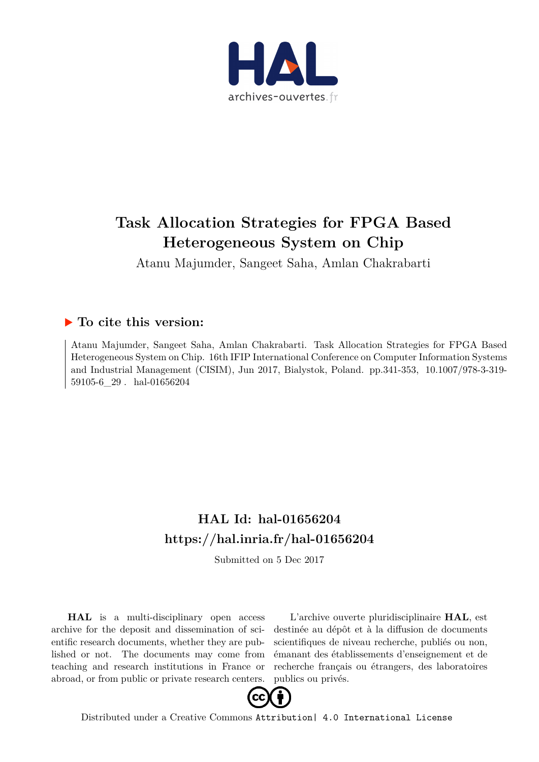# Task Allocation Strategies for FPGA Based Heterogeneous System on Chip

Atanu Majumder, Sangeet Saha, Amlan Chakrabarti

## ▶ To cite this version:

Atanu Majumder, Sangeet Saha, Amlan Chakrabarti. Task Allocation Strategies for FPGA Based Heterogeneous System on Chip. 16th IFIP International Conference on Computer Information Systems and Industrial Management (CISIM), Jun 2017, Bialystok, Poland. pp.341-353, 10.1007/978-3-319-59105-6_29 . hal-01656204

## HAL Id: hal-01656204
## https://hal.inria.fr/hal-01656204

Submitted on 5 Dec 2017

**HAL** is a multi-disciplinary open access archive for the deposit and dissemination of scientific research documents, whether they are published or not. The documents may come from teaching and research institutions in France or abroad, or from public or private research centers.

L'archive ouverte pluridisciplinaire **HAL**, est destinée au dépôt et à la diffusion de documents scientifiques de niveau recherche, publiés ou non, émanant des établissements d'enseignement et de recherche français ou étrangers, des laboratoires publics ou privés.

Distributed under a Creative Commons Attribution| 4.0 International License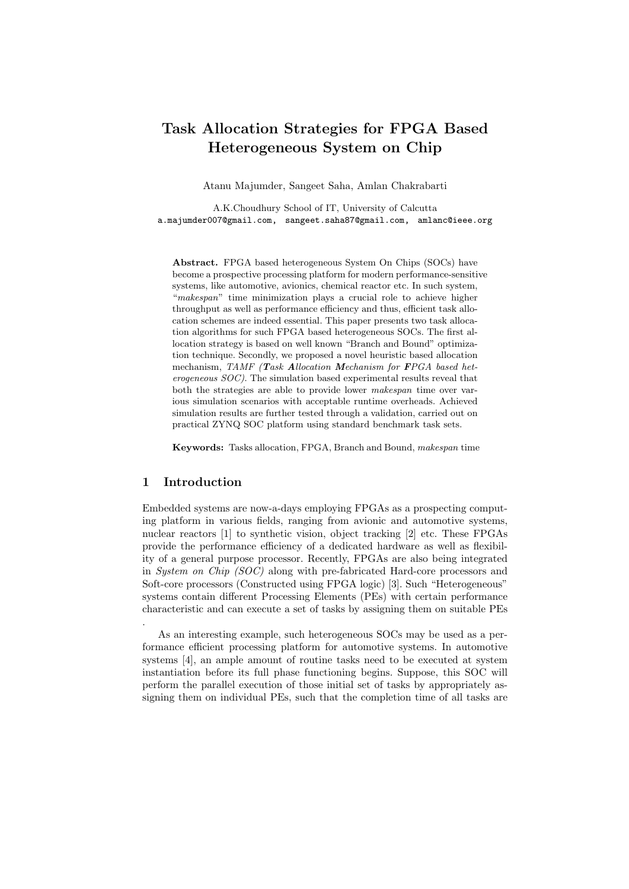# Task Allocation Strategies for FPGA Based Heterogeneous System on Chip

Atanu Majumder, Sangeet Saha, Amlan Chakrabarti

A.K.Choudhury School of IT, University of Calcutta
a.majumder007@gmail.com, sangeet.saha87@gmail.com, amlanc@ieee.org

**Abstract.** FPGA based heterogeneous System On Chips (SOCs) have become a prospective processing platform for modern performance-sensitive systems, like automotive, avionics, chemical reactor etc. In such system, "*makespan*" time minimization plays a crucial role to achieve higher throughput as well as performance efficiency and thus, efficient task allocation schemes are indeed essential. This paper presents two task allocation algorithms for such FPGA based heterogeneous SOCs. The first allocation strategy is based on well known "Branch and Bound" optimization technique. Secondly, we proposed a novel heuristic based allocation mechanism, *TAMF (**T**ask **A**llocation **M**echanism for **F**PGA based heterogeneous SOC)*. The simulation based experimental results reveal that both the strategies are able to provide lower *makespan* time over various simulation scenarios with acceptable runtime overheads. Achieved simulation results are further tested through a validation, carried out on practical ZYNQ SOC platform using standard benchmark task sets.

**Keywords:** Tasks allocation, FPGA, Branch and Bound, *makespan* time

## 1 Introduction

Embedded systems are now-a-days employing FPGAs as a prospecting computing platform in various fields, ranging from avionic and automotive systems, nuclear reactors [1] to synthetic vision, object tracking [2] etc. These FPGAs provide the performance efficiency of a dedicated hardware as well as flexibility of a general purpose processor. Recently, FPGAs are also being integrated in *System on Chip (SOC)* along with pre-fabricated Hard-core processors and Soft-core processors (Constructed using FPGA logic) [3]. Such "Heterogeneous" systems contain different Processing Elements (PEs) with certain performance characteristic and can execute a set of tasks by assigning them on suitable PEs .

As an interesting example, such heterogeneous SOCs may be used as a performance efficient processing platform for automotive systems. In automotive systems [4], an ample amount of routine tasks need to be executed at system instantiation before its full phase functioning begins. Suppose, this SOC will perform the parallel execution of those initial set of tasks by appropriately assigning them on individual PEs, such that the completion time of all tasks are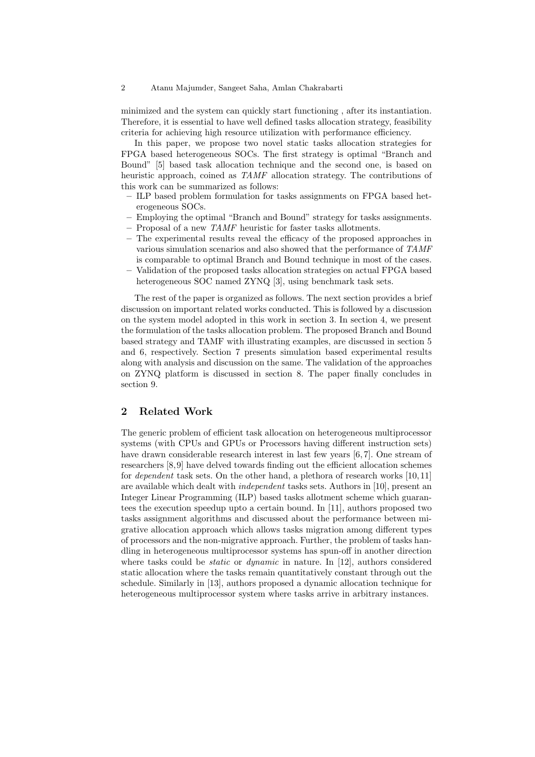minimized and the system can quickly start functioning , after its instantiation. Therefore, it is essential to have well defined tasks allocation strategy, feasibility criteria for achieving high resource utilization with performance efficiency.

In this paper, we propose two novel static tasks allocation strategies for FPGA based heterogeneous SOCs. The first strategy is optimal "Branch and Bound" [5] based task allocation technique and the second one, is based on heuristic approach, coined as *TAMF* allocation strategy. The contributions of this work can be summarized as follows:

- ILP based problem formulation for tasks assignments on FPGA based heterogeneous SOCs.
- Employing the optimal "Branch and Bound" strategy for tasks assignments.
- Proposal of a new *TAMF* heuristic for faster tasks allotments.
- The experimental results reveal the efficacy of the proposed approaches in various simulation scenarios and also showed that the performance of *TAMF* is comparable to optimal Branch and Bound technique in most of the cases.
- Validation of the proposed tasks allocation strategies on actual FPGA based heterogeneous SOC named ZYNQ [3], using benchmark task sets.

The rest of the paper is organized as follows. The next section provides a brief discussion on important related works conducted. This is followed by a discussion on the system model adopted in this work in section 3. In section 4, we present the formulation of the tasks allocation problem. The proposed Branch and Bound based strategy and TAMF with illustrating examples, are discussed in section 5 and 6, respectively. Section 7 presents simulation based experimental results along with analysis and discussion on the same. The validation of the approaches on ZYNQ platform is discussed in section 8. The paper finally concludes in section 9.

## 2 Related Work

The generic problem of efficient task allocation on heterogeneous multiprocessor systems (with CPUs and GPUs or Processors having different instruction sets) have drawn considerable research interest in last few years [6, 7]. One stream of researchers [8, 9] have delved towards finding out the efficient allocation schemes for *dependent* task sets. On the other hand, a plethora of research works [10, 11] are available which dealt with *independent* tasks sets. Authors in [10], present an Integer Linear Programming (ILP) based tasks allotment scheme which guarantees the execution speedup upto a certain bound. In [11], authors proposed two tasks assignment algorithms and discussed about the performance between migrative allocation approach which allows tasks migration among different types of processors and the non-migrative approach. Further, the problem of tasks handling in heterogeneous multiprocessor systems has spun-off in another direction where tasks could be *static* or *dynamic* in nature. In [12], authors considered static allocation where the tasks remain quantitatively constant through out the schedule. Similarly in [13], authors proposed a dynamic allocation technique for heterogeneous multiprocessor system where tasks arrive in arbitrary instances.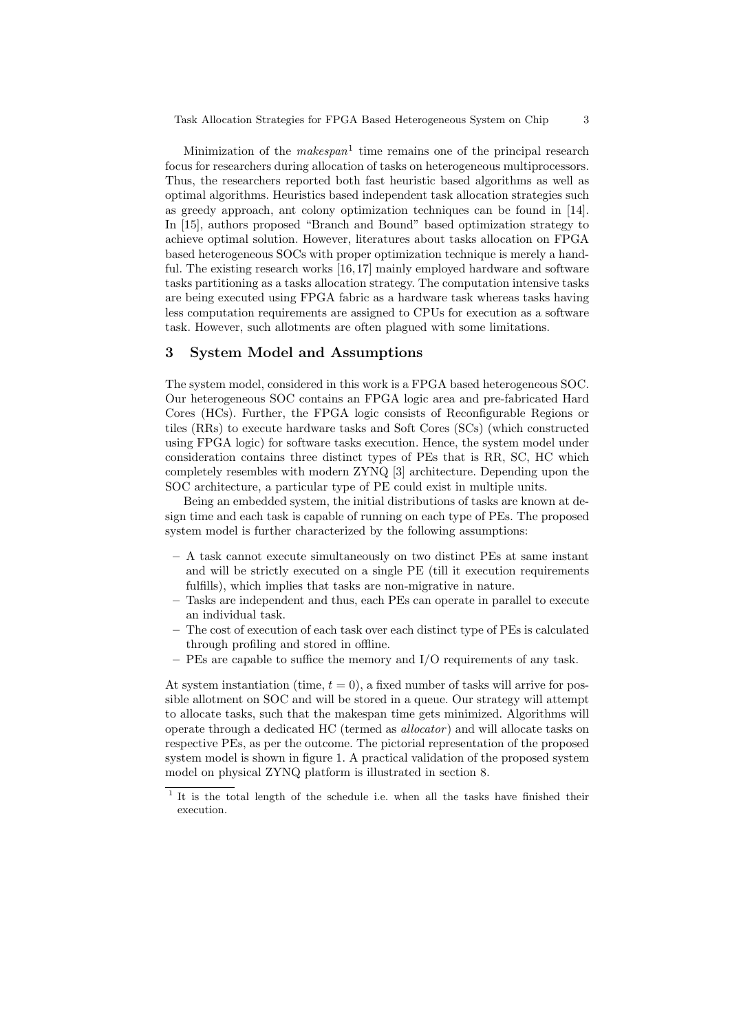Minimization of the *makespan*[1] time remains one of the principal research focus for researchers during allocation of tasks on heterogeneous multiprocessors. Thus, the researchers reported both fast heuristic based algorithms as well as optimal algorithms. Heuristics based independent task allocation strategies such as greedy approach, ant colony optimization techniques can be found in [14]. In [15], authors proposed "Branch and Bound" based optimization strategy to achieve optimal solution. However, literatures about tasks allocation on FPGA based heterogeneous SOCs with proper optimization technique is merely a handful. The existing research works [16,17] mainly employed hardware and software tasks partitioning as a tasks allocation strategy. The computation intensive tasks are being executed using FPGA fabric as a hardware task whereas tasks having less computation requirements are assigned to CPUs for execution as a software task. However, such allotments are often plagued with some limitations.

## 3 System Model and Assumptions

The system model, considered in this work is a FPGA based heterogeneous SOC. Our heterogeneous SOC contains an FPGA logic area and pre-fabricated Hard Cores (HCs). Further, the FPGA logic consists of Reconfigurable Regions or tiles (RRs) to execute hardware tasks and Soft Cores (SCs) (which constructed using FPGA logic) for software tasks execution. Hence, the system model under consideration contains three distinct types of PEs that is RR, SC, HC which completely resembles with modern ZYNQ [3] architecture. Depending upon the SOC architecture, a particular type of PE could exist in multiple units.

Being an embedded system, the initial distributions of tasks are known at design time and each task is capable of running on each type of PEs. The proposed system model is further characterized by the following assumptions:

- A task cannot execute simultaneously on two distinct PEs at same instant and will be strictly executed on a single PE (till it execution requirements fulfills), which implies that tasks are non-migrative in nature.
- Tasks are independent and thus, each PEs can operate in parallel to execute an individual task.
- The cost of execution of each task over each distinct type of PEs is calculated through profiling and stored in offline.
- PEs are capable to suffice the memory and I/O requirements of any task.

At system instantiation (time, $t = 0$), a fixed number of tasks will arrive for possible allotment on SOC and will be stored in a queue. Our strategy will attempt to allocate tasks, such that the makespan time gets minimized. Algorithms will operate through a dedicated HC (termed as *allocator*) and will allocate tasks on respective PEs, as per the outcome. The pictorial representation of the proposed system model is shown in figure 1. A practical validation of the proposed system model on physical ZYNQ platform is illustrated in section 8.

[1] It is the total length of the schedule i.e. when all the tasks have finished their execution.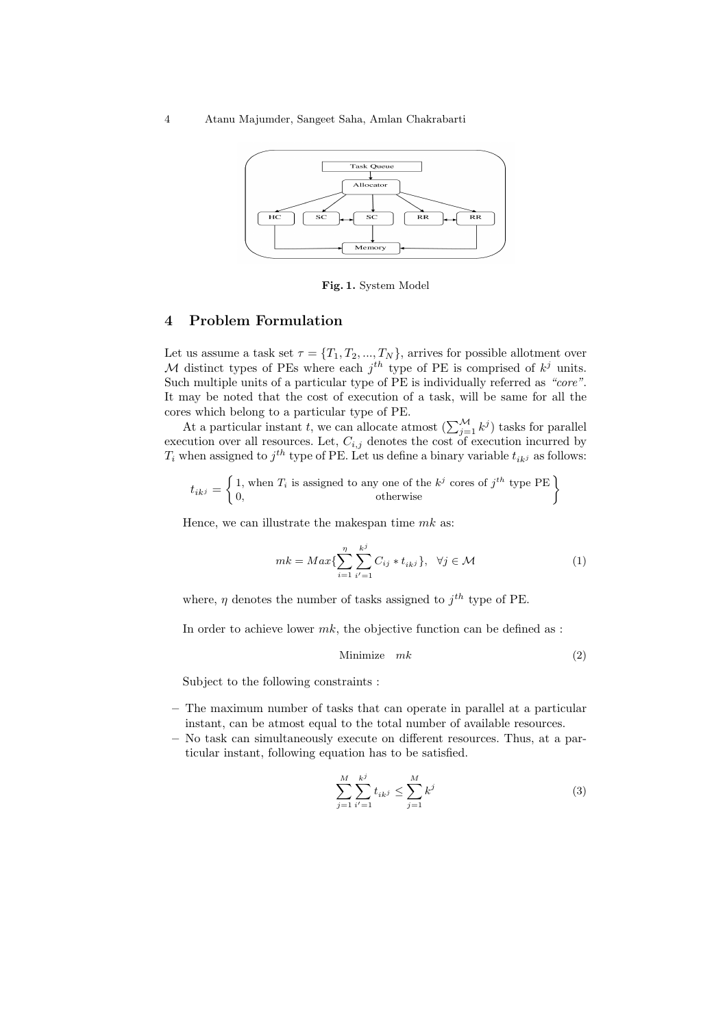Fig. 1. System Model

## 4 Problem Formulation

Let us assume a task set $\tau = \{T_1, T_2, ..., T_N\}$, arrives for possible allotment over $\mathcal{M}$ distinct types of PEs where each $j^{th}$ type of PE is comprised of $k^j$ units. Such multiple units of a particular type of PE is individually referred as *"core"*. It may be noted that the cost of execution of a task, will be same for all the cores which belong to a particular type of PE.

At a particular instant $t$, we can allocate atmost $(\sum_{j=1}^{\mathcal{M}} k^j)$ tasks for parallel execution over all resources. Let, $C_{i,j}$ denotes the cost of execution incurred by $T_i$ when assigned to $j^{th}$ type of PE. Let us define a binary variable $t_{ik^j}$ as follows:

$$t_{ik^j} = \begin{Bmatrix} 1, \text{ when } T_i \text{ is assigned to any one of the } k^j \text{ cores of } j^{th} \text{ type PE} \\ 0, \qquad\qquad\qquad\qquad \text{otherwise} \end{Bmatrix}$$

Hence, we can illustrate the makespan time $mk$ as:

$$mk = Max\{\sum_{i=1}^{\eta} \sum_{i'=1}^{k^j} C_{ij} * t_{ik^j}\}, \quad \forall j \in \mathcal{M} \tag{1}$$

where, $\eta$ denotes the number of tasks assigned to $j^{th}$ type of PE.

In order to achieve lower $mk$, the objective function can be defined as :

$$\text{Minimize} \quad mk \tag{2}$$

Subject to the following constraints :

- The maximum number of tasks that can operate in parallel at a particular instant, can be atmost equal to the total number of available resources.
- No task can simultaneously execute on different resources. Thus, at a particular instant, following equation has to be satisfied.

$$\sum_{j=1}^{M} \sum_{i'=1}^{k^j} t_{ik^j} \leq \sum_{j=1}^{M} k^j \tag{3}$$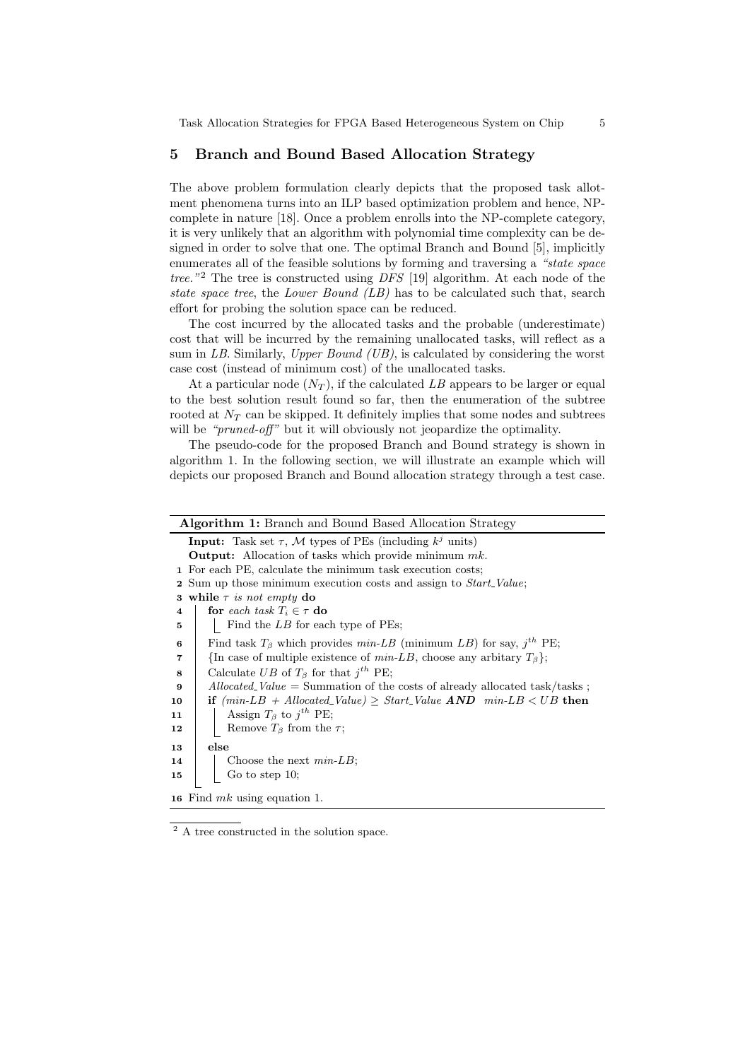## 5 Branch and Bound Based Allocation Strategy

The above problem formulation clearly depicts that the proposed task allotment phenomena turns into an ILP based optimization problem and hence, NP-complete in nature [18]. Once a problem enrolls into the NP-complete category, it is very unlikely that an algorithm with polynomial time complexity can be designed in order to solve that one. The optimal Branch and Bound [5], implicitly enumerates all of the feasible solutions by forming and traversing a *"state space tree."*[2] The tree is constructed using *DFS* [19] algorithm. At each node of the *state space tree*, the *Lower Bound (LB)* has to be calculated such that, search effort for probing the solution space can be reduced.

The cost incurred by the allocated tasks and the probable (underestimate) cost that will be incurred by the remaining unallocated tasks, will reflect as a sum in *LB*. Similarly, *Upper Bound (UB)*, is calculated by considering the worst case cost (instead of minimum cost) of the unallocated tasks.

At a particular node ($N_T$), if the calculated *LB* appears to be larger or equal to the best solution result found so far, then the enumeration of the subtree rooted at $N_T$ can be skipped. It definitely implies that some nodes and subtrees will be *"pruned-off"* but it will obviously not jeopardize the optimality.

The pseudo-code for the proposed Branch and Bound strategy is shown in algorithm 1. In the following section, we will illustrate an example which will depicts our proposed Branch and Bound allocation strategy through a test case.

---

**Algorithm 1:** Branch and Bound Based Allocation Strategy

**Input:** Task set $\tau$, $\mathcal{M}$ types of PEs (including $k^j$ units)
**Output:** Allocation of tasks which provide minimum *mk*.

```
1  For each PE, calculate the minimum task execution costs;
2  Sum up those minimum execution costs and assign to Start_Value;
3  while τ is not empty do
4      for each task T_i ∈ τ do
5          Find the LB for each type of PEs;
6      Find task T_β which provides min-LB (minimum LB) for say, j^th PE;
7      {In case of multiple existence of min-LB, choose any arbitary T_β};
8      Calculate UB of T_β for that j^th PE;
9      Allocated_Value = Summation of the costs of already allocated task/tasks ;
10     if (min-LB + Allocated_Value) ≥ Start_Value AND min-LB < UB then
11         Assign T_β to j^th PE;
12         Remove T_β from the τ;
13     else
14         Choose the next min-LB;
15         Go to step 10;
16 Find mk using equation 1.
```

---

[2] A tree constructed in the solution space.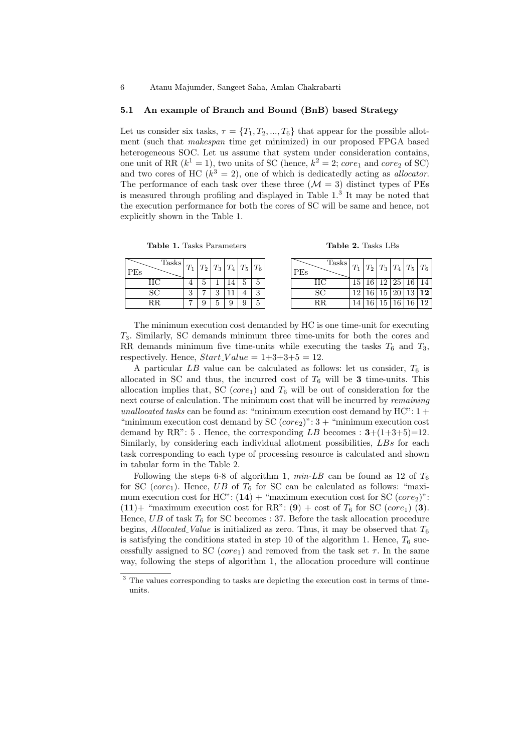### 5.1 An example of Branch and Bound (BnB) based Strategy

Let us consider six tasks, $\tau = \{T_1, T_2, ..., T_6\}$ that appear for the possible allotment (such that *makespan* time get minimized) in our proposed FPGA based heterogeneous SOC. Let us assume that system under consideration contains, one unit of RR ($k^1 = 1$), two units of SC (hence, $k^2 = 2$; $core_1$ and $core_2$ of SC) and two cores of HC ($k^3 = 2$), one of which is dedicatedly acting as *allocator*. The performance of each task over these three ($\mathcal{M} = 3$) distinct types of PEs is measured through profiling and displayed in Table 1.[3] It may be noted that the execution performance for both the cores of SC will be same and hence, not explicitly shown in the Table 1.

**Table 1.** Tasks Parameters

| PEs \ Tasks | $T_1$ | $T_2$ | $T_3$ | $T_4$ | $T_5$ | $T_6$ |
|---|---|---|---|---|---|---|
| HC | 4 | 5 | 1 | 14 | 5 | 5 |
| SC | 3 | 7 | 3 | 11 | 4 | 3 |
| RR | 7 | 9 | 5 | 9 | 9 | 5 |

**Table 2.** Tasks LBs

| PEs \ Tasks | $T_1$ | $T_2$ | $T_3$ | $T_4$ | $T_5$ | $T_6$ |
|---|---|---|---|---|---|---|
| HC | 15 | 16 | 12 | 25 | 16 | 14 |
| SC | 12 | 16 | 15 | 20 | 13 | **12** |
| RR | 14 | 16 | 15 | 16 | 16 | 12 |

The minimum execution cost demanded by HC is one time-unit for executing $T_3$. Similarly, SC demands minimum three time-units for both the cores and RR demands minimum five time-units while executing the tasks $T_6$ and $T_3$, respectively. Hence, $Start\_Value$ = 1+3+3+5 = 12.

A particular $LB$ value can be calculated as follows: let us consider, $T_6$ is allocated in SC and thus, the incurred cost of $T_6$ will be **3** time-units. This allocation implies that, SC ($core_1$) and $T_6$ will be out of consideration for the next course of calculation. The minimum cost that will be incurred by *remaining unallocated tasks* can be found as: "minimum execution cost demand by HC": 1 + "minimum execution cost demand by SC ($core_2$)": 3 + "minimum execution cost demand by RR": 5 . Hence, the corresponding $LB$ becomes : **3**+(1+3+5)=12. Similarly, by considering each individual allotment possibilities, $LBs$ for each task corresponding to each type of processing resource is calculated and shown in tabular form in the Table 2.

Following the steps 6-8 of algorithm 1, *min-LB* can be found as 12 of $T_6$ for SC ($core_1$). Hence, $UB$ of $T_6$ for SC can be calculated as follows: "maximum execution cost for HC": (**14**) + "maximum execution cost for SC ($core_2$)": (**11**)+ "maximum execution cost for RR": (**9**) + cost of $T_6$ for SC ($core_1$) (**3**). Hence, $UB$ of task $T_6$ for SC becomes : 37. Before the task allocation procedure begins, *Allocated_Value* is initialized as zero. Thus, it may be observed that $T_6$ is satisfying the conditions stated in step 10 of the algorithm 1. Hence, $T_6$ successfully assigned to SC ($core_1$) and removed from the task set $\tau$. In the same way, following the steps of algorithm 1, the allocation procedure will continue

[3] The values corresponding to tasks are depicting the execution cost in terms of time-units.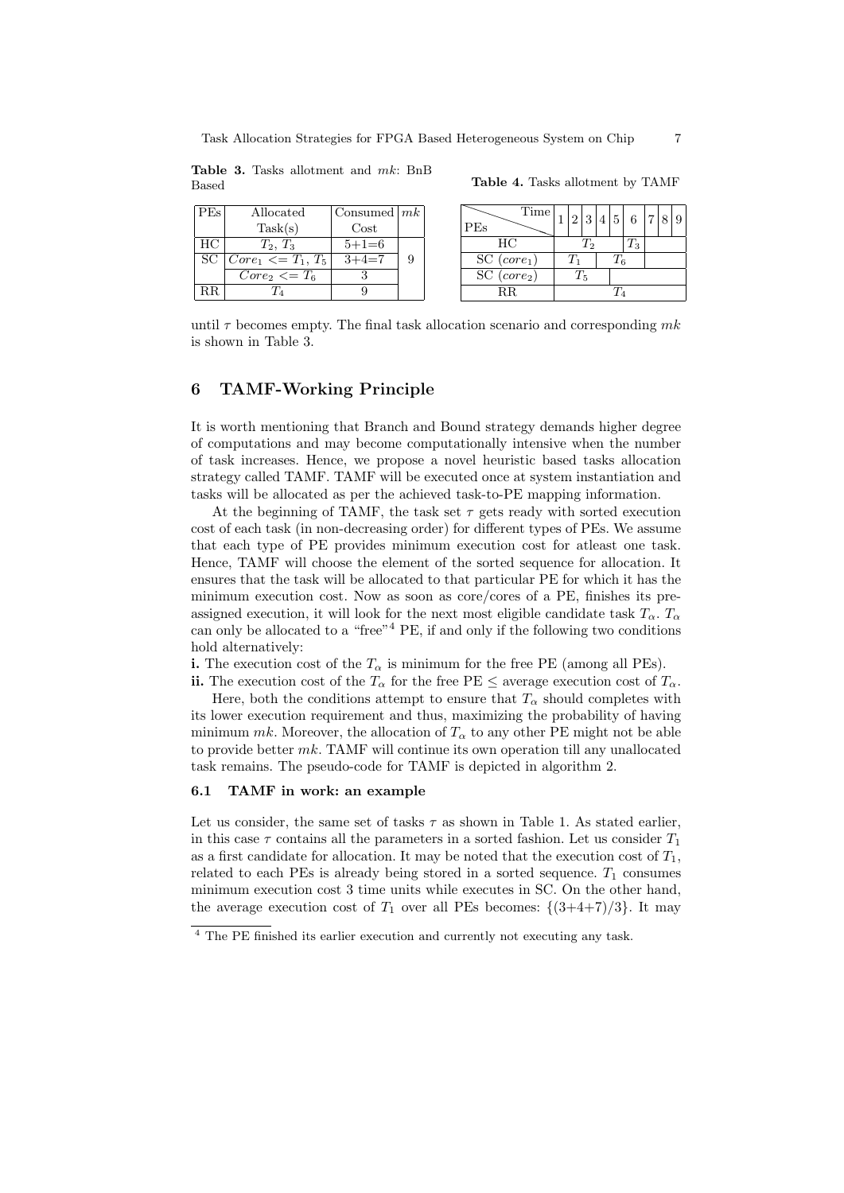**Table 3.** Tasks allotment and $mk$: BnB Based

| PEs | Allocated Task(s) | Consumed Cost | $mk$ |
|---|---|---|---|
| HC | $T_2$, $T_3$ | 5+1=6 | 9 |
| SC | $Core_1 <= T_1, T_5$ | 3+4=7 | |
| | $Core_2 <= T_6$ | 3 | |
| RR | $T_4$ | 9 | |

**Table 4.** Tasks allotment by TAMF

| PEs \ Time | 1 | 2 | 3 | 4 | 5 | 6 | 7 | 8 | 9 |
|---|---|---|---|---|---|---|---|---|---|
| HC | $T_2$ | | | | | $T_3$ | | | |
| SC ($core_1$) | $T_1$ | | | $T_6$ | | | | | |
| SC ($core_2$) | $T_5$ | | | | | | | | |
| RR | $T_4$ | | | | | | | | |

until $\tau$ becomes empty. The final task allocation scenario and corresponding $mk$ is shown in Table 3.

## 6 TAMF-Working Principle

It is worth mentioning that Branch and Bound strategy demands higher degree of computations and may become computationally intensive when the number of task increases. Hence, we propose a novel heuristic based tasks allocation strategy called TAMF. TAMF will be executed once at system instantiation and tasks will be allocated as per the achieved task-to-PE mapping information.

At the beginning of TAMF, the task set $\tau$ gets ready with sorted execution cost of each task (in non-decreasing order) for different types of PEs. We assume that each type of PE provides minimum execution cost for atleast one task. Hence, TAMF will choose the element of the sorted sequence for allocation. It ensures that the task will be allocated to that particular PE for which it has the minimum execution cost. Now as soon as core/cores of a PE, finishes its pre-assigned execution, it will look for the next most eligible candidate task $T_\alpha$. $T_\alpha$ can only be allocated to a "free"[4] PE, if and only if the following two conditions hold alternatively:

**i.** The execution cost of the $T_\alpha$ is minimum for the free PE (among all PEs).
**ii.** The execution cost of the $T_\alpha$ for the free PE $\leq$ average execution cost of $T_\alpha$.

Here, both the conditions attempt to ensure that $T_\alpha$ should completes with its lower execution requirement and thus, maximizing the probability of having minimum $mk$. Moreover, the allocation of $T_\alpha$ to any other PE might not be able to provide better $mk$. TAMF will continue its own operation till any unallocated task remains. The pseudo-code for TAMF is depicted in algorithm 2.

### 6.1 TAMF in work: an example

Let us consider, the same set of tasks $\tau$ as shown in Table 1. As stated earlier, in this case $\tau$ contains all the parameters in a sorted fashion. Let us consider $T_1$ as a first candidate for allocation. It may be noted that the execution cost of $T_1$, related to each PEs is already being stored in a sorted sequence. $T_1$ consumes minimum execution cost 3 time units while executes in SC. On the other hand, the average execution cost of $T_1$ over all PEs becomes: $\{(3{+}4{+}7)/3\}$. It may

[4] The PE finished its earlier execution and currently not executing any task.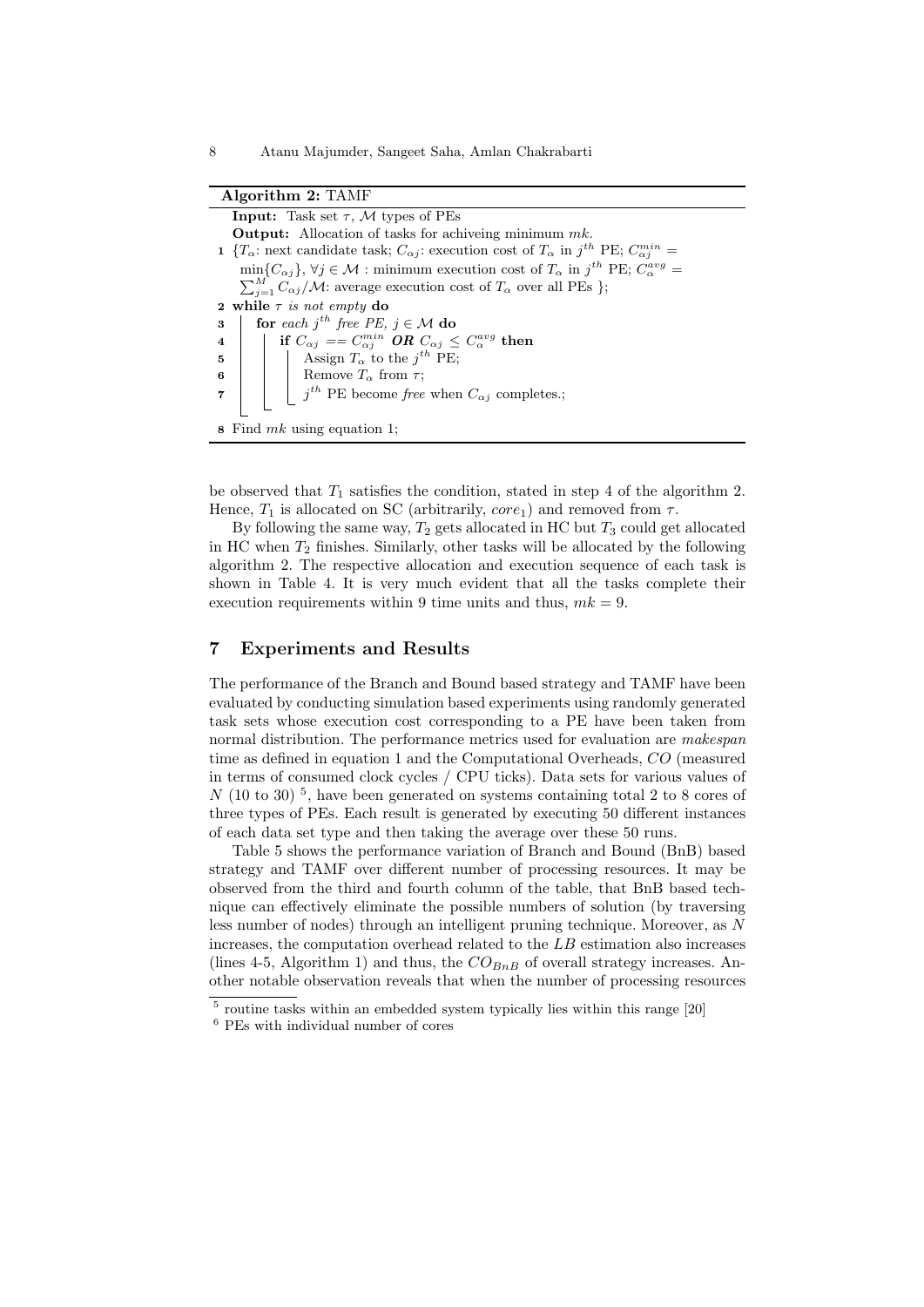**Algorithm 2:** TAMF

**Input:** Task set $\tau$, $\mathcal{M}$ types of PEs

**Output:** Allocation of tasks for achiveing minimum $mk$.

1 {$T_\alpha$: next candidate task; $C_{\alpha j}$: execution cost of $T_\alpha$ in $j^{th}$ PE; $C_{\alpha j}^{min} = \min\{C_{\alpha j}\}, \forall j \in \mathcal{M}$ : minimum execution cost of $T_\alpha$ in $j^{th}$ PE; $C_\alpha^{avg} = \sum_{j=1}^{M} C_{\alpha j}/\mathcal{M}$: average execution cost of $T_\alpha$ over all PEs };

2 **while** $\tau$ *is not empty* **do**

3 &nbsp;&nbsp;&nbsp;&nbsp;**for** *each* $j^{th}$ *free PE*, $j \in \mathcal{M}$ **do**

4 &nbsp;&nbsp;&nbsp;&nbsp;&nbsp;&nbsp;&nbsp;&nbsp;**if** $C_{\alpha j} == C_{\alpha j}^{min}$ ***OR*** $C_{\alpha j} \leq C_\alpha^{avg}$ **then**

5 &nbsp;&nbsp;&nbsp;&nbsp;&nbsp;&nbsp;&nbsp;&nbsp;&nbsp;&nbsp;&nbsp;&nbsp;Assign $T_\alpha$ to the $j^{th}$ PE;

6 &nbsp;&nbsp;&nbsp;&nbsp;&nbsp;&nbsp;&nbsp;&nbsp;&nbsp;&nbsp;&nbsp;&nbsp;Remove $T_\alpha$ from $\tau$;

7 &nbsp;&nbsp;&nbsp;&nbsp;&nbsp;&nbsp;&nbsp;&nbsp;&nbsp;&nbsp;&nbsp;&nbsp;$j^{th}$ PE become *free* when $C_{\alpha j}$ completes.;

8 Find $mk$ using equation 1;

be observed that $T_1$ satisfies the condition, stated in step 4 of the algorithm 2. Hence, $T_1$ is allocated on SC (arbitrarily, $core_1$) and removed from $\tau$.

By following the same way, $T_2$ gets allocated in HC but $T_3$ could get allocated in HC when $T_2$ finishes. Similarly, other tasks will be allocated by the following algorithm 2. The respective allocation and execution sequence of each task is shown in Table 4. It is very much evident that all the tasks complete their execution requirements within 9 time units and thus, $mk = 9$.

## 7 Experiments and Results

The performance of the Branch and Bound based strategy and TAMF have been evaluated by conducting simulation based experiments using randomly generated task sets whose execution cost corresponding to a PE have been taken from normal distribution. The performance metrics used for evaluation are *makespan* time as defined in equation 1 and the Computational Overheads, $CO$ (measured in terms of consumed clock cycles / CPU ticks). Data sets for various values of $N$ (10 to 30) [5], have been generated on systems containing total 2 to 8 cores of three types of PEs. Each result is generated by executing 50 different instances of each data set type and then taking the average over these 50 runs.

Table 5 shows the performance variation of Branch and Bound (BnB) based strategy and TAMF over different number of processing resources. It may be observed from the third and fourth column of the table, that BnB based technique can effectively eliminate the possible numbers of solution (by traversing less number of nodes) through an intelligent pruning technique. Moreover, as $N$ increases, the computation overhead related to the $LB$ estimation also increases (lines 4-5, Algorithm 1) and thus, the $CO_{BnB}$ of overall strategy increases. Another notable observation reveals that when the number of processing resources

[5] routine tasks within an embedded system typically lies within this range [20]

[6] PEs with individual number of cores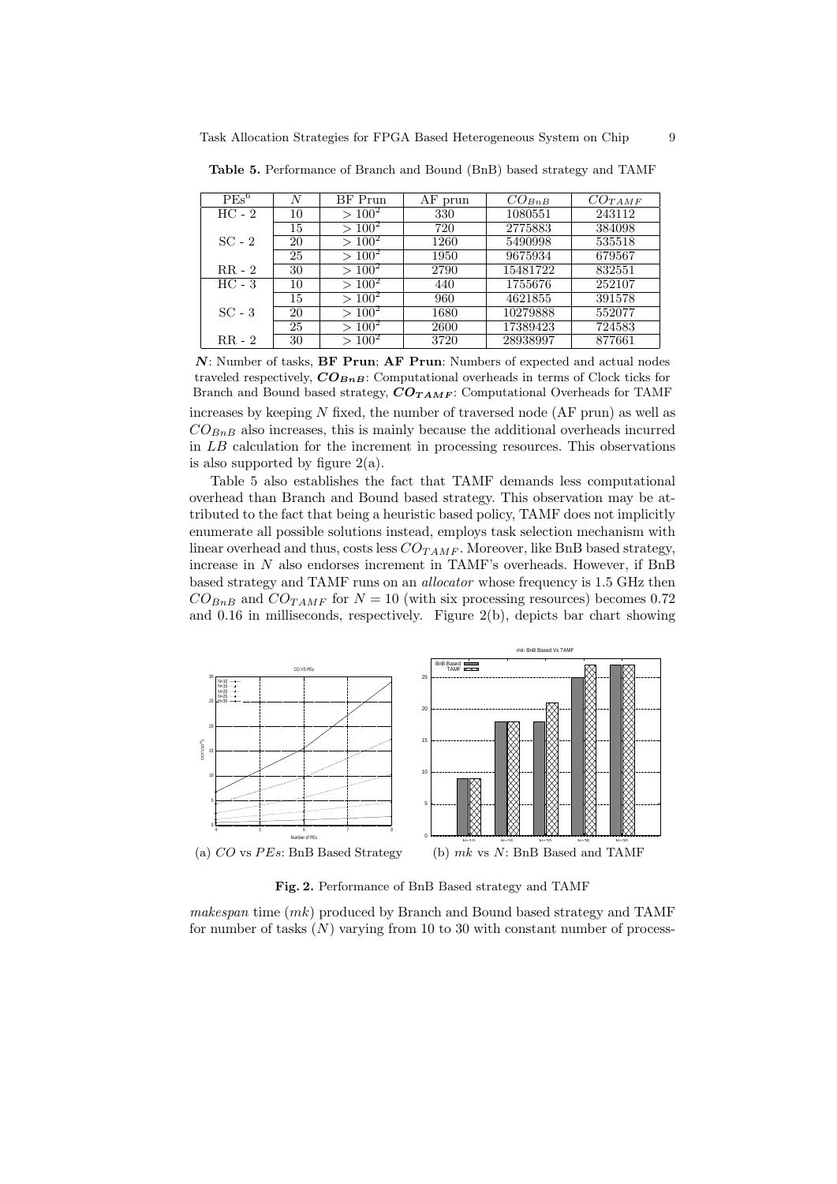**Table 5.** Performance of Branch and Bound (BnB) based strategy and TAMF

| PEs[6] | $N$ | BF Prun | AF prun | $CO_{BnB}$ | $CO_{TAMF}$ |
|---|---|---|---|---|---|
| HC - 2 | 10 | $> 100^2$ | 330 | 1080551 | 243112 |
| | 15 | $> 100^2$ | 720 | 2775883 | 384098 |
| SC - 2 | 20 | $> 100^2$ | 1260 | 5490998 | 535518 |
| | 25 | $> 100^2$ | 1950 | 9675934 | 679567 |
| RR - 2 | 30 | $> 100^2$ | 2790 | 15481722 | 832551 |
| HC - 3 | 10 | $> 100^2$ | 440 | 1755676 | 252107 |
| | 15 | $> 100^2$ | 960 | 4621855 | 391578 |
| SC - 3 | 20 | $> 100^2$ | 1680 | 10279888 | 552077 |
| | 25 | $> 100^2$ | 2600 | 17389423 | 724583 |
| RR - 2 | 30 | $> 100^2$ | 3720 | 28938997 | 877661 |

***N***: Number of tasks, **BF Prun**; **AF Prun**: Numbers of expected and actual nodes traveled respectively, $\boldsymbol{CO_{BnB}}$: Computational overheads in terms of Clock ticks for Branch and Bound based strategy, $\boldsymbol{CO_{TAMF}}$: Computational Overheads for TAMF

increases by keeping $N$ fixed, the number of traversed node (AF prun) as well as $CO_{BnB}$ also increases, this is mainly because the additional overheads incurred in $LB$ calculation for the increment in processing resources. This observations is also supported by figure 2(a).

Table 5 also establishes the fact that TAMF demands less computational overhead than Branch and Bound based strategy. This observation may be attributed to the fact that being a heuristic based policy, TAMF does not implicitly enumerate all possible solutions instead, employs task selection mechanism with linear overhead and thus, costs less $CO_{TAMF}$. Moreover, like BnB based strategy, increase in $N$ also endorses increment in TAMF's overheads. However, if BnB based strategy and TAMF runs on an *allocator* whose frequency is 1.5 GHz then $CO_{BnB}$ and $CO_{TAMF}$ for $N = 10$ (with six processing resources) becomes 0.72 and 0.16 in milliseconds, respectively. Figure 2(b), depicts bar chart showing

(a) $CO$ vs $PEs$: BnB Based Strategy (b) $mk$ vs $N$: BnB Based and TAMF

**Fig. 2.** Performance of BnB Based strategy and TAMF

*makespan* time ($mk$) produced by Branch and Bound based strategy and TAMF for number of tasks ($N$) varying from 10 to 30 with constant number of process-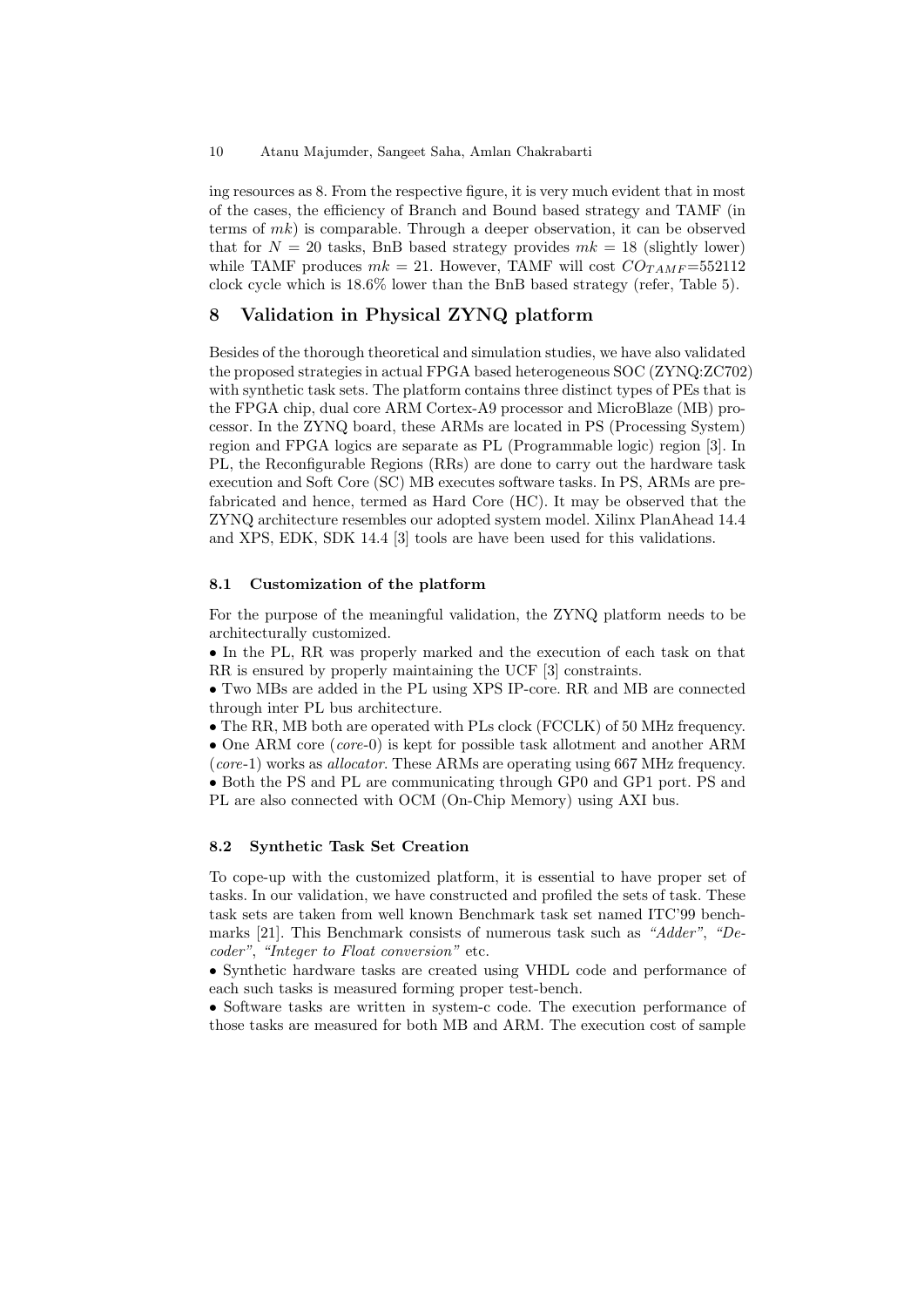ing resources as 8. From the respective figure, it is very much evident that in most of the cases, the efficiency of Branch and Bound based strategy and TAMF (in terms of $mk$) is comparable. Through a deeper observation, it can be observed that for $N = 20$ tasks, BnB based strategy provides $mk = 18$ (slightly lower) while TAMF produces $mk = 21$. However, TAMF will cost $CO_{TAMF}$=552112 clock cycle which is 18.6% lower than the BnB based strategy (refer, Table 5).

## 8 Validation in Physical ZYNQ platform

Besides of the thorough theoretical and simulation studies, we have also validated the proposed strategies in actual FPGA based heterogeneous SOC (ZYNQ:ZC702) with synthetic task sets. The platform contains three distinct types of PEs that is the FPGA chip, dual core ARM Cortex-A9 processor and MicroBlaze (MB) processor. In the ZYNQ board, these ARMs are located in PS (Processing System) region and FPGA logics are separate as PL (Programmable logic) region [3]. In PL, the Reconfigurable Regions (RRs) are done to carry out the hardware task execution and Soft Core (SC) MB executes software tasks. In PS, ARMs are prefabricated and hence, termed as Hard Core (HC). It may be observed that the ZYNQ architecture resembles our adopted system model. Xilinx PlanAhead 14.4 and XPS, EDK, SDK 14.4 [3] tools are have been used for this validations.

### 8.1 Customization of the platform

For the purpose of the meaningful validation, the ZYNQ platform needs to be architecturally customized.

- In the PL, RR was properly marked and the execution of each task on that RR is ensured by properly maintaining the UCF [3] constraints.
- Two MBs are added in the PL using XPS IP-core. RR and MB are connected through inter PL bus architecture.
- The RR, MB both are operated with PLs clock (FCCLK) of 50 MHz frequency.
- One ARM core (*core*-0) is kept for possible task allotment and another ARM (*core*-1) works as *allocator*. These ARMs are operating using 667 MHz frequency.
- Both the PS and PL are communicating through GP0 and GP1 port. PS and PL are also connected with OCM (On-Chip Memory) using AXI bus.

### 8.2 Synthetic Task Set Creation

To cope-up with the customized platform, it is essential to have proper set of tasks. In our validation, we have constructed and profiled the sets of task. These task sets are taken from well known Benchmark task set named ITC'99 benchmarks [21]. This Benchmark consists of numerous task such as *"Adder"*, *"Decoder"*, *"Integer to Float conversion"* etc.

- Synthetic hardware tasks are created using VHDL code and performance of each such tasks is measured forming proper test-bench.
- Software tasks are written in system-c code. The execution performance of those tasks are measured for both MB and ARM. The execution cost of sample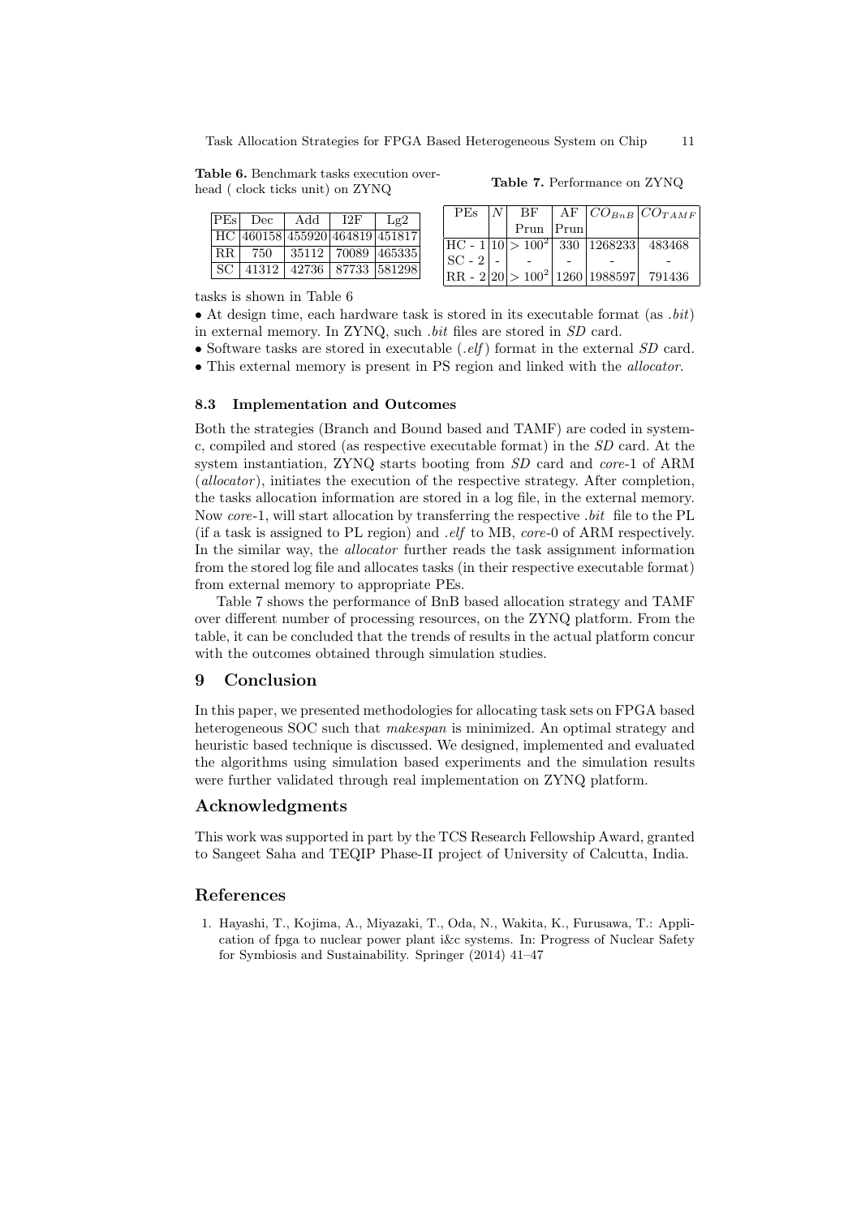**Table 6.** Benchmark tasks execution overhead ( clock ticks unit) on ZYNQ

| PEs | Dec | Add | I2F | Lg2 |
|---|---|---|---|---|
| HC | 460158 | 455920 | 464819 | 451817 |
| RR | 750 | 35112 | 70089 | 465335 |
| SC | 41312 | 42736 | 87733 | 581298 |

**Table 7.** Performance on ZYNQ

| PEs | $N$ | BF Prun | AF Prun | $CO_{BnB}$ | $CO_{TAMF}$ |
|---|---|---|---|---|---|
| HC - 1 | 10 | $> 100^2$ | 330 | 1268233 | 483468 |
| SC - 2 | - | - | - | - | - |
| RR - 2 | 20 | $> 100^2$ | 1260 | 1988597 | 791436 |

tasks is shown in Table 6

- At design time, each hardware task is stored in its executable format (as *.bit*) in external memory. In ZYNQ, such *.bit* files are stored in *SD* card.
- Software tasks are stored in executable (*.elf*) format in the external *SD* card.
- This external memory is present in PS region and linked with the *allocator*.

### 8.3 Implementation and Outcomes

Both the strategies (Branch and Bound based and TAMF) are coded in system-c, compiled and stored (as respective executable format) in the *SD* card. At the system instantiation, ZYNQ starts booting from *SD* card and *core*-1 of ARM (*allocator*), initiates the execution of the respective strategy. After completion, the tasks allocation information are stored in a log file, in the external memory. Now *core*-1, will start allocation by transferring the respective *.bit* file to the PL (if a task is assigned to PL region) and *.elf* to MB, *core*-0 of ARM respectively. In the similar way, the *allocator* further reads the task assignment information from the stored log file and allocates tasks (in their respective executable format) from external memory to appropriate PEs.

Table 7 shows the performance of BnB based allocation strategy and TAMF over different number of processing resources, on the ZYNQ platform. From the table, it can be concluded that the trends of results in the actual platform concur with the outcomes obtained through simulation studies.

## 9 Conclusion

In this paper, we presented methodologies for allocating task sets on FPGA based heterogeneous SOC such that *makespan* is minimized. An optimal strategy and heuristic based technique is discussed. We designed, implemented and evaluated the algorithms using simulation based experiments and the simulation results were further validated through real implementation on ZYNQ platform.

## Acknowledgments

This work was supported in part by the TCS Research Fellowship Award, granted to Sangeet Saha and TEQIP Phase-II project of University of Calcutta, India.

## References

1. Hayashi, T., Kojima, A., Miyazaki, T., Oda, N., Wakita, K., Furusawa, T.: Application of fpga to nuclear power plant i&c systems. In: Progress of Nuclear Safety for Symbiosis and Sustainability. Springer (2014) 41–47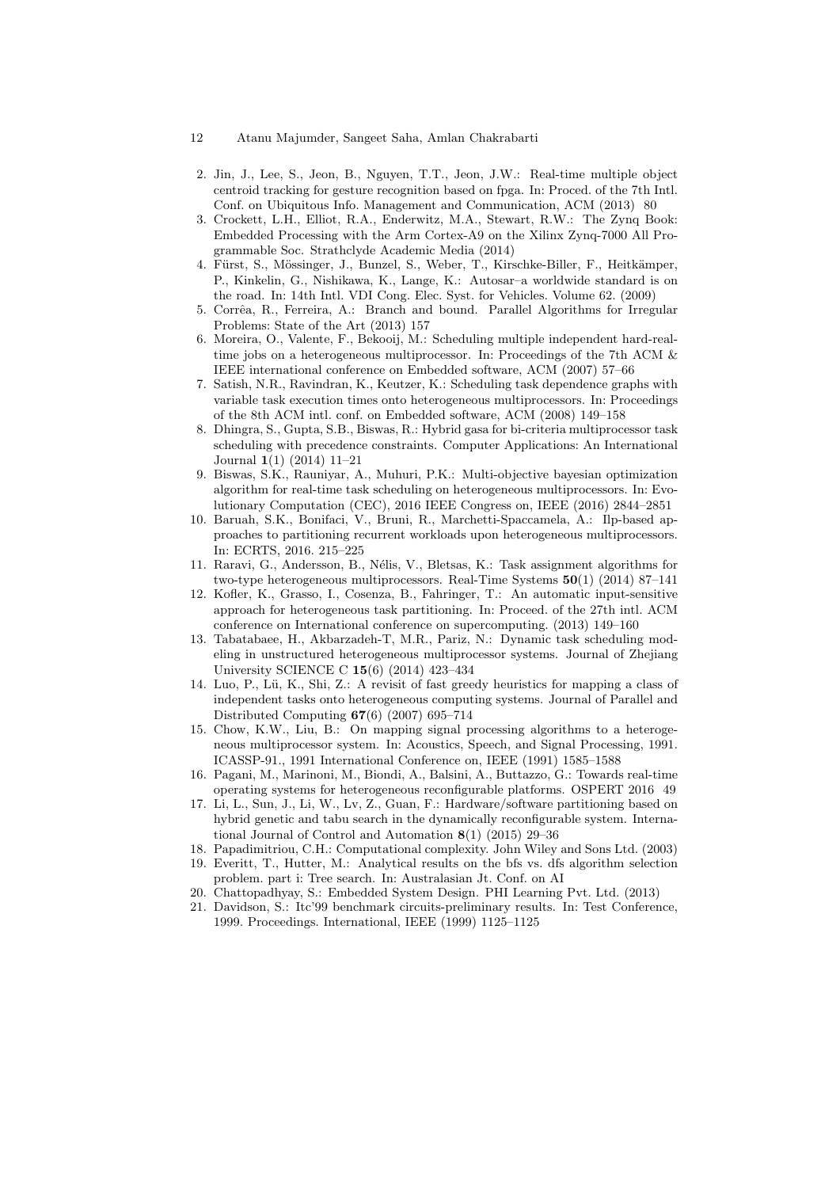2. Jin, J., Lee, S., Jeon, B., Nguyen, T.T., Jeon, J.W.: Real-time multiple object centroid tracking for gesture recognition based on fpga. In: Proced. of the 7th Intl. Conf. on Ubiquitous Info. Management and Communication, ACM (2013) 80
3. Crockett, L.H., Elliot, R.A., Enderwitz, M.A., Stewart, R.W.: The Zynq Book: Embedded Processing with the Arm Cortex-A9 on the Xilinx Zynq-7000 All Programmable Soc. Strathclyde Academic Media (2014)
4. Fürst, S., Mössinger, J., Bunzel, S., Weber, T., Kirschke-Biller, F., Heitkämper, P., Kinkelin, G., Nishikawa, K., Lange, K.: Autosar–a worldwide standard is on the road. In: 14th Intl. VDI Cong. Elec. Syst. for Vehicles. Volume 62. (2009)
5. Corrêa, R., Ferreira, A.: Branch and bound. Parallel Algorithms for Irregular Problems: State of the Art (2013) 157
6. Moreira, O., Valente, F., Bekooij, M.: Scheduling multiple independent hard-real-time jobs on a heterogeneous multiprocessor. In: Proceedings of the 7th ACM & IEEE international conference on Embedded software, ACM (2007) 57–66
7. Satish, N.R., Ravindran, K., Keutzer, K.: Scheduling task dependence graphs with variable task execution times onto heterogeneous multiprocessors. In: Proceedings of the 8th ACM intl. conf. on Embedded software, ACM (2008) 149–158
8. Dhingra, S., Gupta, S.B., Biswas, R.: Hybrid gasa for bi-criteria multiprocessor task scheduling with precedence constraints. Computer Applications: An International Journal **1**(1) (2014) 11–21
9. Biswas, S.K., Rauniyar, A., Muhuri, P.K.: Multi-objective bayesian optimization algorithm for real-time task scheduling on heterogeneous multiprocessors. In: Evolutionary Computation (CEC), 2016 IEEE Congress on, IEEE (2016) 2844–2851
10. Baruah, S.K., Bonifaci, V., Bruni, R., Marchetti-Spaccamela, A.: Ilp-based approaches to partitioning recurrent workloads upon heterogeneous multiprocessors. In: ECRTS, 2016. 215–225
11. Raravi, G., Andersson, B., Nélis, V., Bletsas, K.: Task assignment algorithms for two-type heterogeneous multiprocessors. Real-Time Systems **50**(1) (2014) 87–141
12. Kofler, K., Grasso, I., Cosenza, B., Fahringer, T.: An automatic input-sensitive approach for heterogeneous task partitioning. In: Proceed. of the 27th intl. ACM conference on International conference on supercomputing. (2013) 149–160
13. Tabatabaee, H., Akbarzadeh-T, M.R., Pariz, N.: Dynamic task scheduling modeling in unstructured heterogeneous multiprocessor systems. Journal of Zhejiang University SCIENCE C **15**(6) (2014) 423–434
14. Luo, P., Lü, K., Shi, Z.: A revisit of fast greedy heuristics for mapping a class of independent tasks onto heterogeneous computing systems. Journal of Parallel and Distributed Computing **67**(6) (2007) 695–714
15. Chow, K.W., Liu, B.: On mapping signal processing algorithms to a heterogeneous multiprocessor system. In: Acoustics, Speech, and Signal Processing, 1991. ICASSP-91., 1991 International Conference on, IEEE (1991) 1585–1588
16. Pagani, M., Marinoni, M., Biondi, A., Balsini, A., Buttazzo, G.: Towards real-time operating systems for heterogeneous reconfigurable platforms. OSPERT 2016 49
17. Li, L., Sun, J., Li, W., Lv, Z., Guan, F.: Hardware/software partitioning based on hybrid genetic and tabu search in the dynamically reconfigurable system. International Journal of Control and Automation **8**(1) (2015) 29–36
18. Papadimitriou, C.H.: Computational complexity. John Wiley and Sons Ltd. (2003)
19. Everitt, T., Hutter, M.: Analytical results on the bfs vs. dfs algorithm selection problem. part i: Tree search. In: Australasian Jt. Conf. on AI
20. Chattopadhyay, S.: Embedded System Design. PHI Learning Pvt. Ltd. (2013)
21. Davidson, S.: Itc'99 benchmark circuits-preliminary results. In: Test Conference, 1999. Proceedings. International, IEEE (1999) 1125–1125